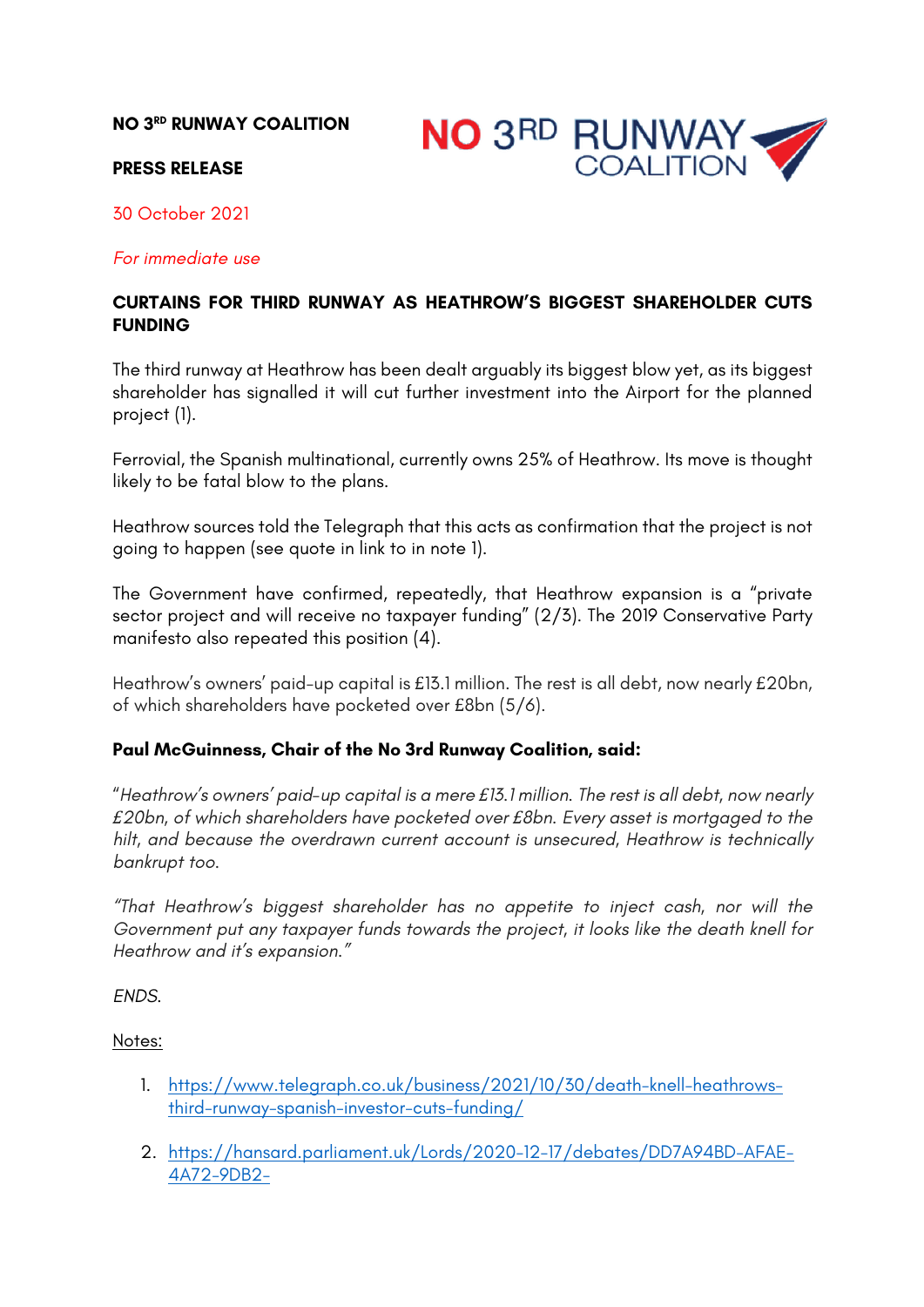**NO 3RD RUNWAY COALITION**

**PRESS RELEASE**

30 October 2021

*For immediate use*

**CURTAINS FOR THIRD RUNWAY AS HEATHROW'S BIGGEST SHAREHOLDER CUTS FUNDING**

The third runway at Heathrow has been dealt arguably its biggest blow yet, as its biggest shareholder has signalled it will cut further investment into the Airport for the planned project (1).

Ferrovial, the Spanish multinational, currently owns 25% of Heathrow. Its move is thought likely to be fatal blow to the plans.

Heathrow sources told the Telegraph that this acts as confirmation that the project is not going to happen (see quote in link to in note 1).

The Government have confirmed, repeatedly, that Heathrow expansion is a "private sector project and will receive no taxpayer funding" (2/3). The 2019 Conservative Party manifesto also repeated this position (4).

Heathrow's owners' paid-up capital is £13.1 million. The rest is all debt, now nearly £20bn, of which shareholders have pocketed over £8bn (5/6).

**Paul McGuinness, Chair of the No 3rd Runway Coalition, said:**

"*Heathrow's owners' paid-up capital is a mere £13.1 million. The rest is all debt, now nearly £20bn, of which shareholders have pocketed over £8bn. Every asset is mortgaged to the hilt, and because the overdrawn current account is unsecured, Heathrow is technically bankrupt too.*

*"That Heathrow's biggest shareholder has no appetite to inject cash, nor will the Government put any taxpayer funds towards the project, it looks like the death knell for Heathrow and it's expansion."*

*ENDS.*

Notes:

1. https://www.telegraph.co.uk/business/2021/10/30/death-knell-heathrows-third-runway-spanish-investor-cuts-funding/

2. https://hansard.parliament.uk/Lords/2020-12-17/debates/DD7A94BD-AFAE-4A72-9DB2-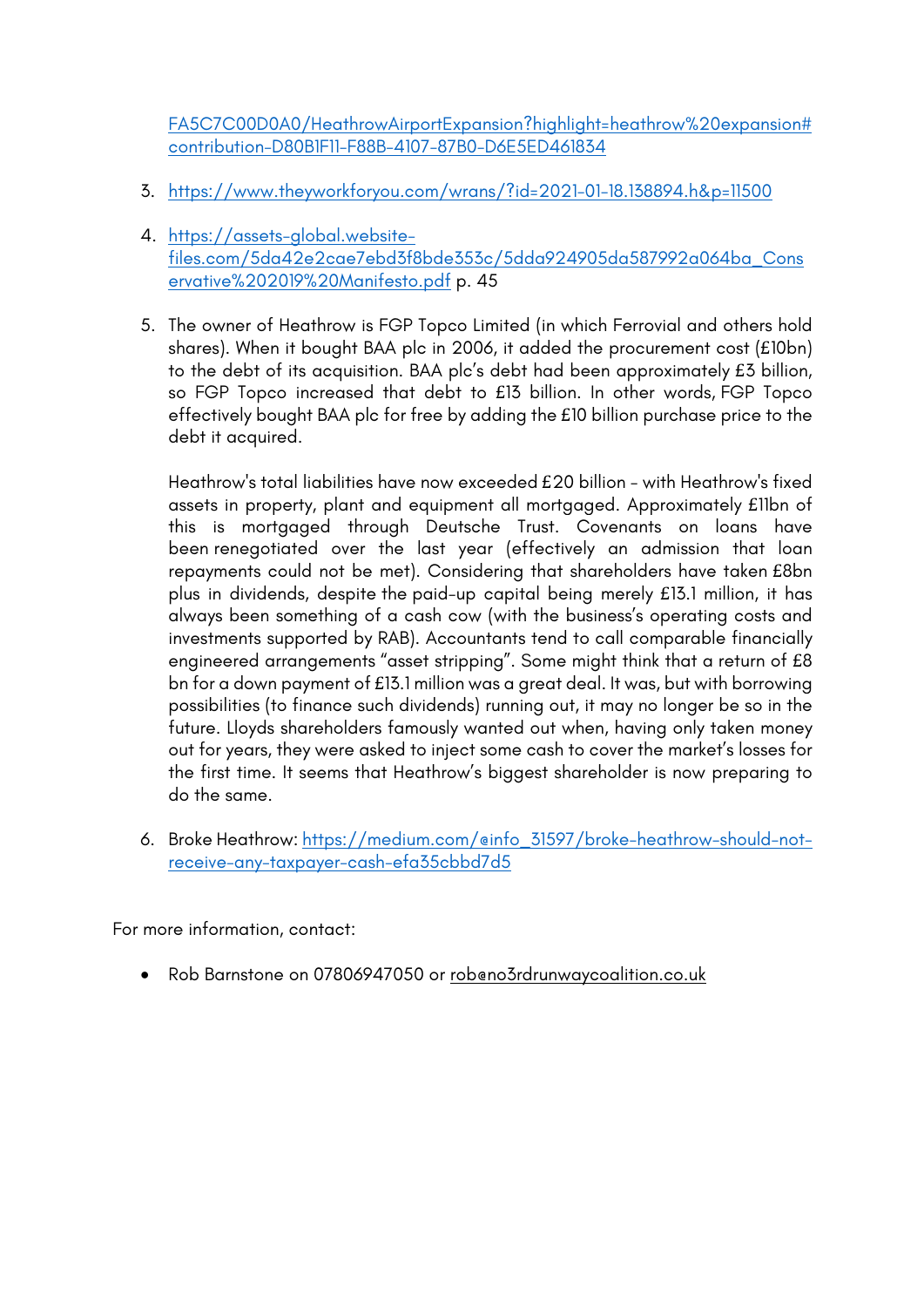FA5C7C00D0A0/HeathrowAirportExpansion?highlight=heathrow%20expansion#contribution-D80B1F11-F88B-4107-87B0-D6E5ED461834

3. https://www.theyworkforyou.com/wrans/?id=2021-01-18.138894.h&p=11500

4. https://assets-global.website-files.com/5da42e2cae7ebd3f8bde353c/5dda924905da587992a064ba_Conservative%202019%20Manifesto.pdf p. 45

5. The owner of Heathrow is FGP Topco Limited (in which Ferrovial and others hold shares). When it bought BAA plc in 2006, it added the procurement cost (£10bn) to the debt of its acquisition. BAA plc's debt had been approximately £3 billion, so FGP Topco increased that debt to £13 billion. In other words, FGP Topco effectively bought BAA plc for free by adding the £10 billion purchase price to the debt it acquired.

   Heathrow's total liabilities have now exceeded £20 billion – with Heathrow's fixed assets in property, plant and equipment all mortgaged. Approximately £11bn of this is mortgaged through Deutsche Trust. Covenants on loans have been renegotiated over the last year (effectively an admission that loan repayments could not be met). Considering that shareholders have taken £8bn plus in dividends, despite the paid-up capital being merely £13.1 million, it has always been something of a cash cow (with the business's operating costs and investments supported by RAB). Accountants tend to call comparable financially engineered arrangements "asset stripping". Some might think that a return of £8 bn for a down payment of £13.1 million was a great deal. It was, but with borrowing possibilities (to finance such dividends) running out, it may no longer be so in the future. Lloyds shareholders famously wanted out when, having only taken money out for years, they were asked to inject some cash to cover the market's losses for the first time. It seems that Heathrow's biggest shareholder is now preparing to do the same.

6. Broke Heathrow: https://medium.com/@info_31597/broke-heathrow-should-not-receive-any-taxpayer-cash-efa35cbbd7d5

For more information, contact:

- Rob Barnstone on 07806947050 or rob@no3rdrunwaycoalition.co.uk